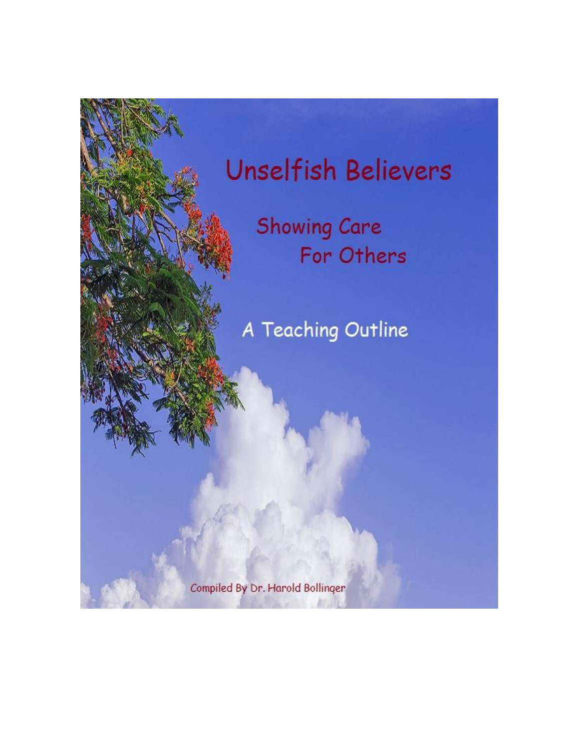# Unselfish Believers

## Showing Care For Others

## A Teaching Outline

Compiled By Dr. Harold Bollinger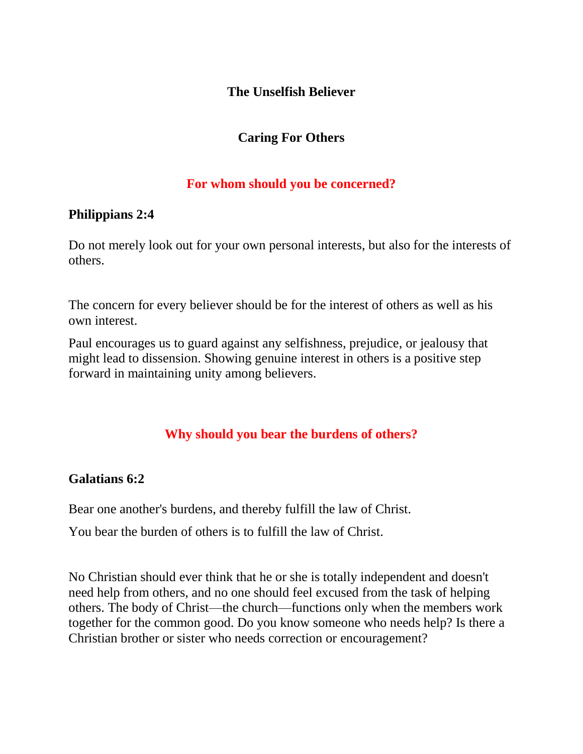**The Unselfish Believer**

**Caring For Others**

## For whom should you be concerned?

**Philippians 2:4**

Do not merely look out for your own personal interests, but also for the interests of others.

The concern for every believer should be for the interest of others as well as his own interest.

Paul encourages us to guard against any selfishness, prejudice, or jealousy that might lead to dissension. Showing genuine interest in others is a positive step forward in maintaining unity among believers.

## Why should you bear the burdens of others?

**Galatians 6:2**

Bear one another's burdens, and thereby fulfill the law of Christ.

You bear the burden of others is to fulfill the law of Christ.

No Christian should ever think that he or she is totally independent and doesn't need help from others, and no one should feel excused from the task of helping others. The body of Christ—the church—functions only when the members work together for the common good. Do you know someone who needs help? Is there a Christian brother or sister who needs correction or encouragement?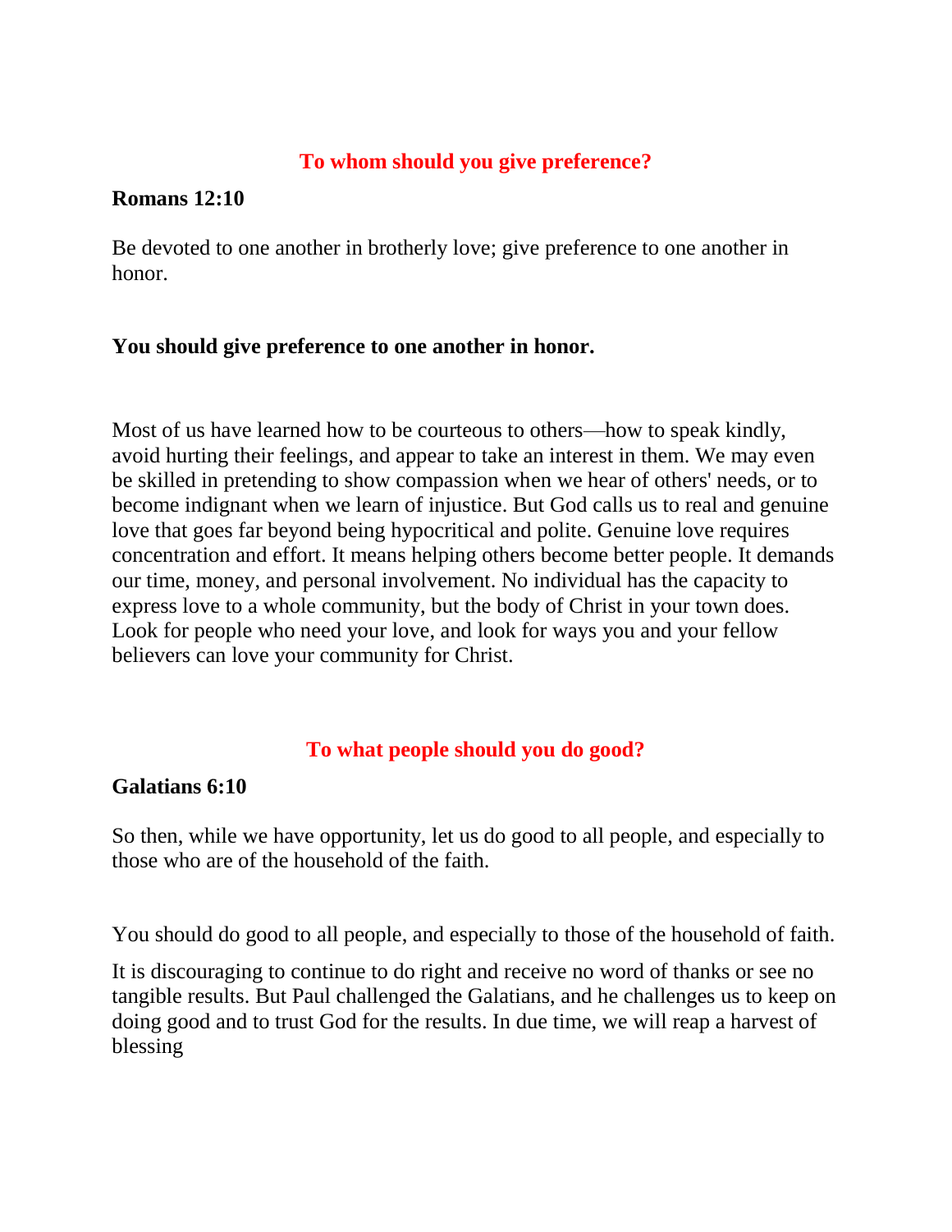## To whom should you give preference?

**Romans 12:10**

Be devoted to one another in brotherly love; give preference to one another in honor.

**You should give preference to one another in honor.**

Most of us have learned how to be courteous to others—how to speak kindly, avoid hurting their feelings, and appear to take an interest in them. We may even be skilled in pretending to show compassion when we hear of others' needs, or to become indignant when we learn of injustice. But God calls us to real and genuine love that goes far beyond being hypocritical and polite. Genuine love requires concentration and effort. It means helping others become better people. It demands our time, money, and personal involvement. No individual has the capacity to express love to a whole community, but the body of Christ in your town does. Look for people who need your love, and look for ways you and your fellow believers can love your community for Christ.

## To what people should you do good?

**Galatians 6:10**

So then, while we have opportunity, let us do good to all people, and especially to those who are of the household of the faith.

You should do good to all people, and especially to those of the household of faith.

It is discouraging to continue to do right and receive no word of thanks or see no tangible results. But Paul challenged the Galatians, and he challenges us to keep on doing good and to trust God for the results. In due time, we will reap a harvest of blessing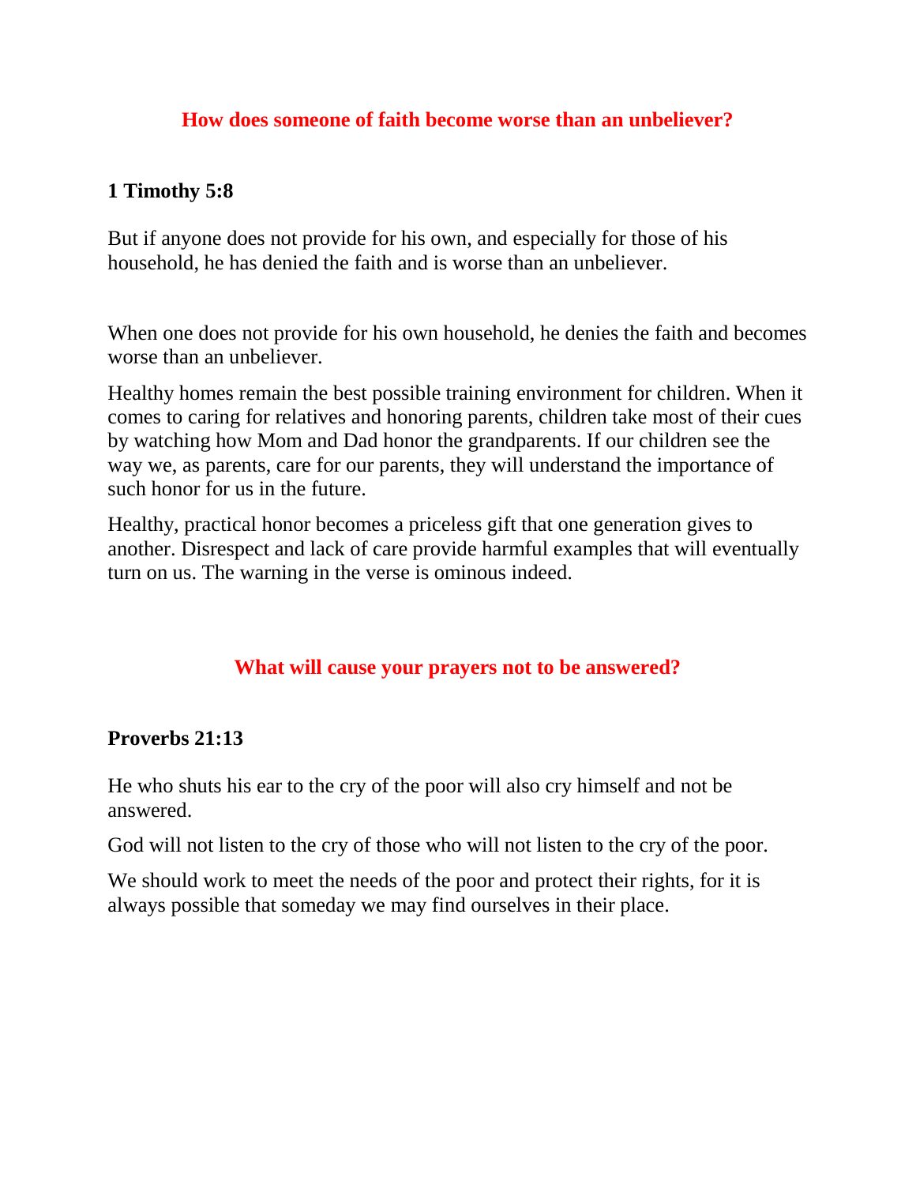## How does someone of faith become worse than an unbeliever?

### 1 Timothy 5:8

But if anyone does not provide for his own, and especially for those of his household, he has denied the faith and is worse than an unbeliever.

When one does not provide for his own household, he denies the faith and becomes worse than an unbeliever.

Healthy homes remain the best possible training environment for children. When it comes to caring for relatives and honoring parents, children take most of their cues by watching how Mom and Dad honor the grandparents. If our children see the way we, as parents, care for our parents, they will understand the importance of such honor for us in the future.

Healthy, practical honor becomes a priceless gift that one generation gives to another. Disrespect and lack of care provide harmful examples that will eventually turn on us. The warning in the verse is ominous indeed.

## What will cause your prayers not to be answered?

### Proverbs 21:13

He who shuts his ear to the cry of the poor will also cry himself and not be answered.

God will not listen to the cry of those who will not listen to the cry of the poor.

We should work to meet the needs of the poor and protect their rights, for it is always possible that someday we may find ourselves in their place.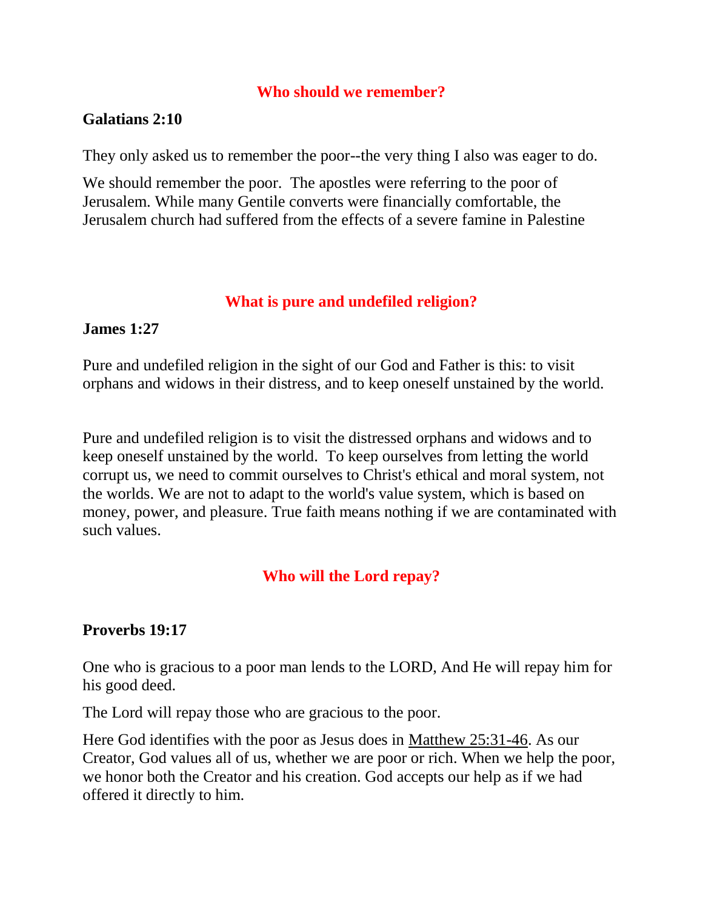## Who should we remember?

**Galatians 2:10**

They only asked us to remember the poor--the very thing I also was eager to do.

We should remember the poor. The apostles were referring to the poor of Jerusalem. While many Gentile converts were financially comfortable, the Jerusalem church had suffered from the effects of a severe famine in Palestine

## What is pure and undefiled religion?

**James 1:27**

Pure and undefiled religion in the sight of our God and Father is this: to visit orphans and widows in their distress, and to keep oneself unstained by the world.

Pure and undefiled religion is to visit the distressed orphans and widows and to keep oneself unstained by the world. To keep ourselves from letting the world corrupt us, we need to commit ourselves to Christ's ethical and moral system, not the worlds. We are not to adapt to the world's value system, which is based on money, power, and pleasure. True faith means nothing if we are contaminated with such values.

## Who will the Lord repay?

**Proverbs 19:17**

One who is gracious to a poor man lends to the LORD, And He will repay him for his good deed.

The Lord will repay those who are gracious to the poor.

Here God identifies with the poor as Jesus does in Matthew 25:31-46. As our Creator, God values all of us, whether we are poor or rich. When we help the poor, we honor both the Creator and his creation. God accepts our help as if we had offered it directly to him.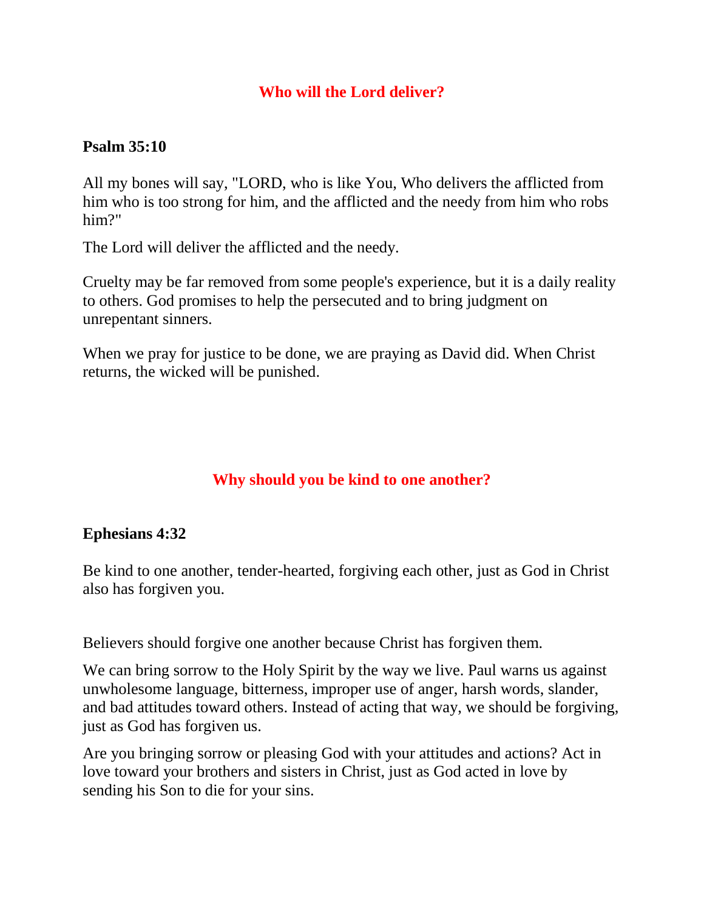## Who will the Lord deliver?

**Psalm 35:10**

All my bones will say, "LORD, who is like You, Who delivers the afflicted from him who is too strong for him, and the afflicted and the needy from him who robs him?"

The Lord will deliver the afflicted and the needy.

Cruelty may be far removed from some people's experience, but it is a daily reality to others. God promises to help the persecuted and to bring judgment on unrepentant sinners.

When we pray for justice to be done, we are praying as David did. When Christ returns, the wicked will be punished.

## Why should you be kind to one another?

**Ephesians 4:32**

Be kind to one another, tender-hearted, forgiving each other, just as God in Christ also has forgiven you.

Believers should forgive one another because Christ has forgiven them.

We can bring sorrow to the Holy Spirit by the way we live. Paul warns us against unwholesome language, bitterness, improper use of anger, harsh words, slander, and bad attitudes toward others. Instead of acting that way, we should be forgiving, just as God has forgiven us.

Are you bringing sorrow or pleasing God with your attitudes and actions? Act in love toward your brothers and sisters in Christ, just as God acted in love by sending his Son to die for your sins.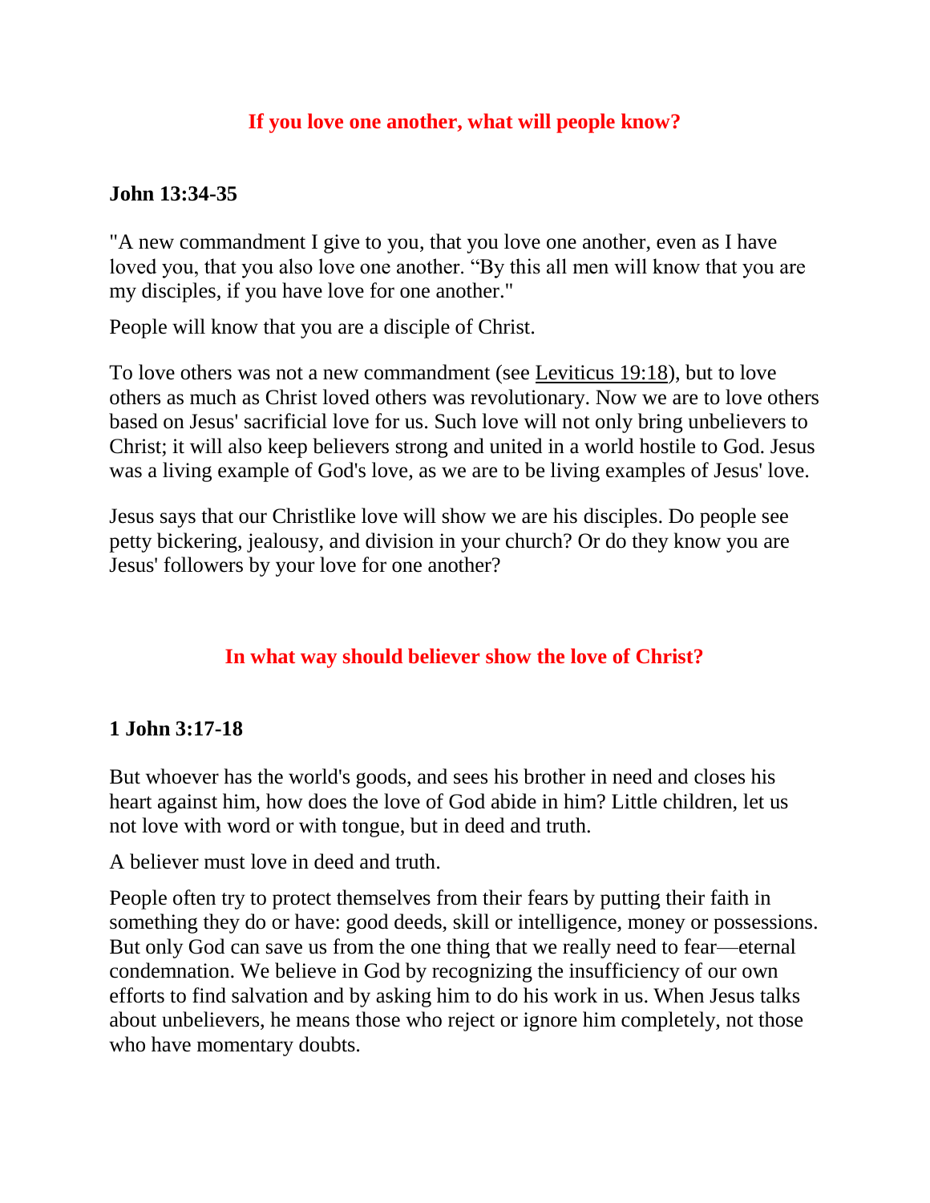## If you love one another, what will people know?

**John 13:34-35**

"A new commandment I give to you, that you love one another, even as I have loved you, that you also love one another. "By this all men will know that you are my disciples, if you have love for one another."

People will know that you are a disciple of Christ.

To love others was not a new commandment (see Leviticus 19:18), but to love others as much as Christ loved others was revolutionary. Now we are to love others based on Jesus' sacrificial love for us. Such love will not only bring unbelievers to Christ; it will also keep believers strong and united in a world hostile to God. Jesus was a living example of God's love, as we are to be living examples of Jesus' love.

Jesus says that our Christlike love will show we are his disciples. Do people see petty bickering, jealousy, and division in your church? Or do they know you are Jesus' followers by your love for one another?

## In what way should believer show the love of Christ?

**1 John 3:17-18**

But whoever has the world's goods, and sees his brother in need and closes his heart against him, how does the love of God abide in him? Little children, let us not love with word or with tongue, but in deed and truth.

A believer must love in deed and truth.

People often try to protect themselves from their fears by putting their faith in something they do or have: good deeds, skill or intelligence, money or possessions. But only God can save us from the one thing that we really need to fear—eternal condemnation. We believe in God by recognizing the insufficiency of our own efforts to find salvation and by asking him to do his work in us. When Jesus talks about unbelievers, he means those who reject or ignore him completely, not those who have momentary doubts.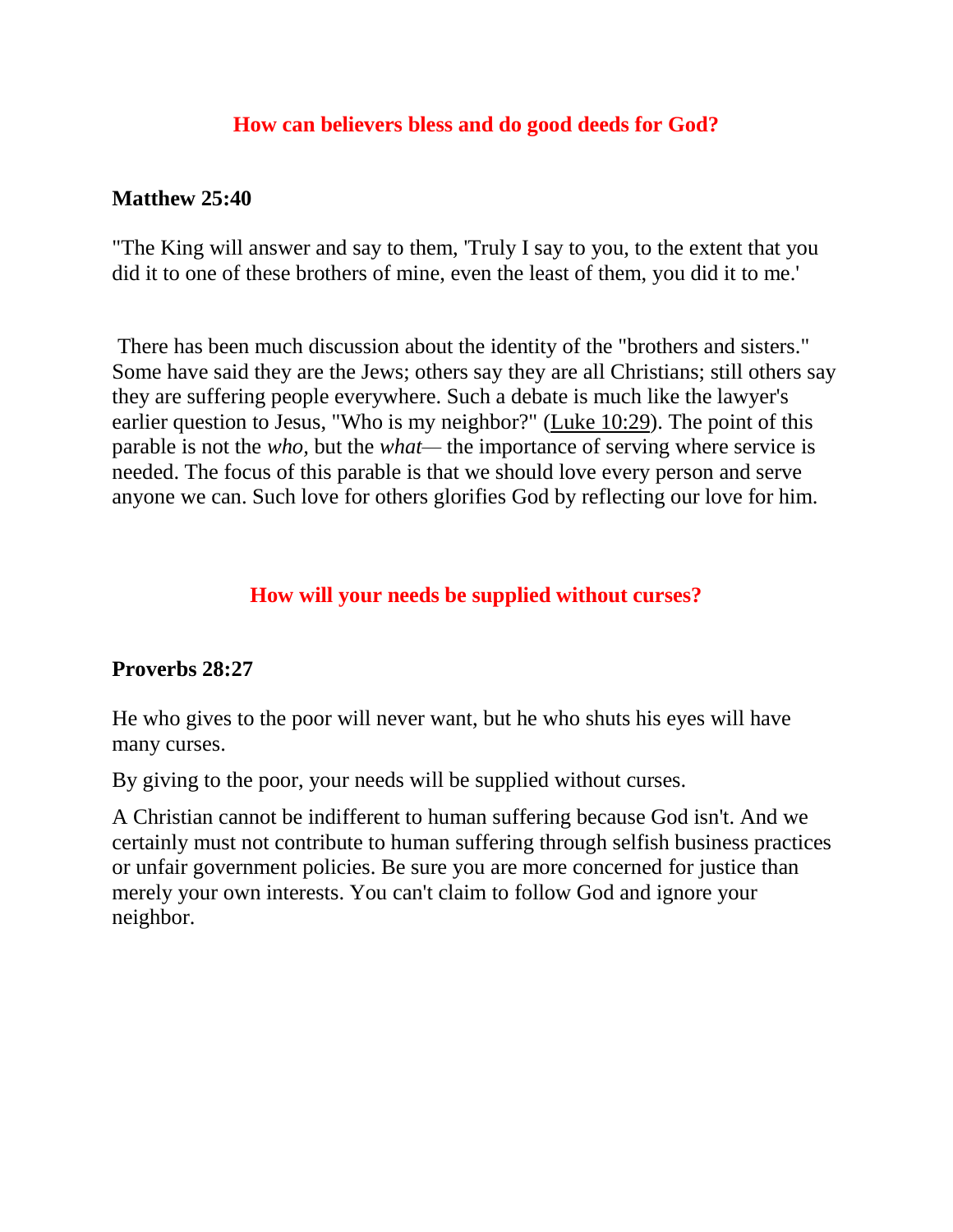## How can believers bless and do good deeds for God?

**Matthew 25:40**

"The King will answer and say to them, 'Truly I say to you, to the extent that you did it to one of these brothers of mine, even the least of them, you did it to me.'

There has been much discussion about the identity of the "brothers and sisters." Some have said they are the Jews; others say they are all Christians; still others say they are suffering people everywhere. Such a debate is much like the lawyer's earlier question to Jesus, "Who is my neighbor?" (Luke 10:29). The point of this parable is not the *who,* but the *what*— the importance of serving where service is needed. The focus of this parable is that we should love every person and serve anyone we can. Such love for others glorifies God by reflecting our love for him.

## How will your needs be supplied without curses?

**Proverbs 28:27**

He who gives to the poor will never want, but he who shuts his eyes will have many curses.

By giving to the poor, your needs will be supplied without curses.

A Christian cannot be indifferent to human suffering because God isn't. And we certainly must not contribute to human suffering through selfish business practices or unfair government policies. Be sure you are more concerned for justice than merely your own interests. You can't claim to follow God and ignore your neighbor.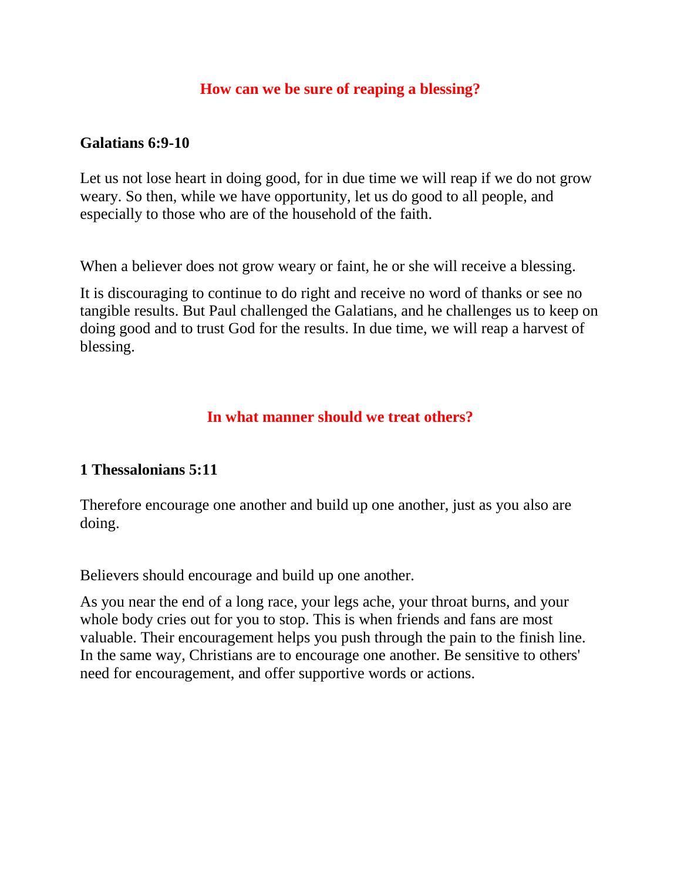## How can we be sure of reaping a blessing?

**Galatians 6:9-10**

Let us not lose heart in doing good, for in due time we will reap if we do not grow weary. So then, while we have opportunity, let us do good to all people, and especially to those who are of the household of the faith.

When a believer does not grow weary or faint, he or she will receive a blessing.

It is discouraging to continue to do right and receive no word of thanks or see no tangible results. But Paul challenged the Galatians, and he challenges us to keep on doing good and to trust God for the results. In due time, we will reap a harvest of blessing.

## In what manner should we treat others?

**1 Thessalonians 5:11**

Therefore encourage one another and build up one another, just as you also are doing.

Believers should encourage and build up one another.

As you near the end of a long race, your legs ache, your throat burns, and your whole body cries out for you to stop. This is when friends and fans are most valuable. Their encouragement helps you push through the pain to the finish line. In the same way, Christians are to encourage one another. Be sensitive to others' need for encouragement, and offer supportive words or actions.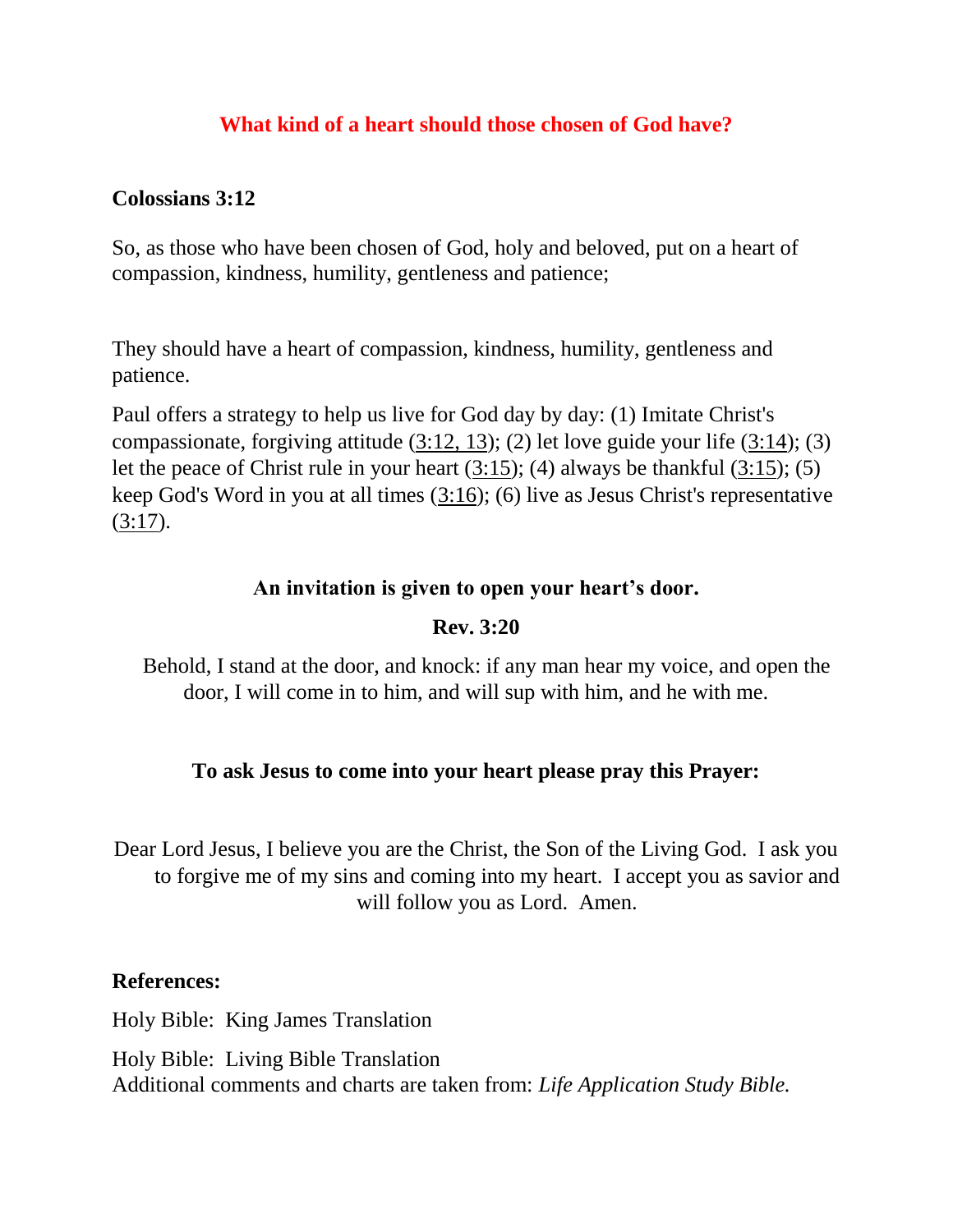## What kind of a heart should those chosen of God have?

**Colossians 3:12**

So, as those who have been chosen of God, holy and beloved, put on a heart of compassion, kindness, humility, gentleness and patience;

They should have a heart of compassion, kindness, humility, gentleness and patience.

Paul offers a strategy to help us live for God day by day: (1) Imitate Christ's compassionate, forgiving attitude (3:12, 13); (2) let love guide your life (3:14); (3) let the peace of Christ rule in your heart (3:15); (4) always be thankful (3:15); (5) keep God's Word in you at all times (3:16); (6) live as Jesus Christ's representative (3:17).

**An invitation is given to open your heart's door.**

**Rev. 3:20**

Behold, I stand at the door, and knock: if any man hear my voice, and open the door, I will come in to him, and will sup with him, and he with me.

**To ask Jesus to come into your heart please pray this Prayer:**

Dear Lord Jesus, I believe you are the Christ, the Son of the Living God. I ask you to forgive me of my sins and coming into my heart. I accept you as savior and will follow you as Lord. Amen.

**References:**

Holy Bible: King James Translation

Holy Bible: Living Bible Translation
Additional comments and charts are taken from: *Life Application Study Bible.*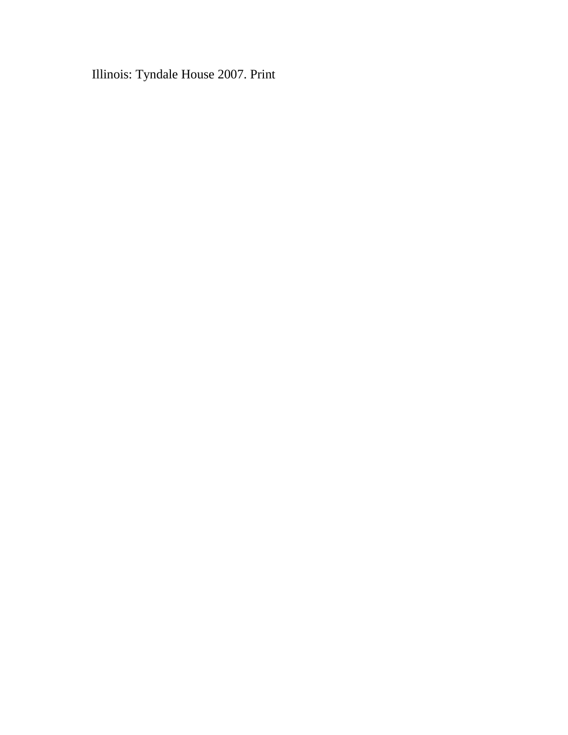Illinois: Tyndale House 2007. Print